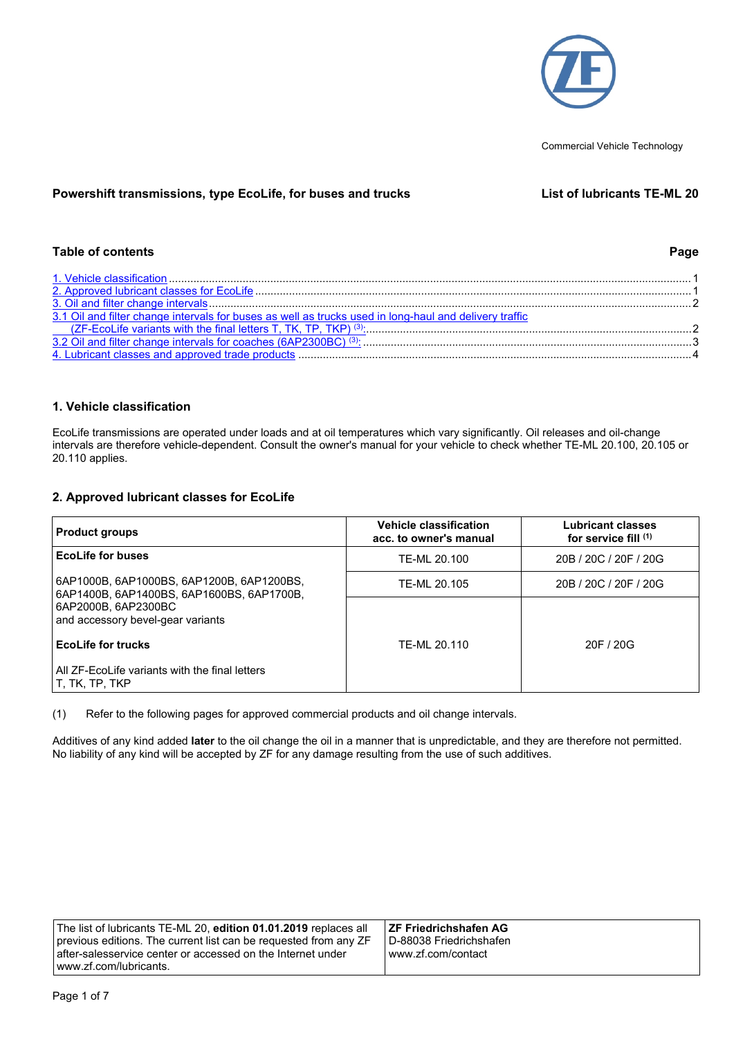Commercial Vehicle Technology

**Powershift transmissions, type EcoLife, for buses and trucks**

**List of lubricants TE-ML 20**

## Table of contents

| | Page |
|---|---|
| 1. Vehicle classification | 1 |
| 2. Approved lubricant classes for EcoLife | 1 |
| 3. Oil and filter change intervals | 2 |
| 3.1 Oil and filter change intervals for buses as well as trucks used in long-haul and delivery traffic (ZF-EcoLife variants with the final letters T, TK, TP, TKP) (3): | 2 |
| 3.2 Oil and filter change intervals for coaches (6AP2300BC) (3): | 3 |
| 4. Lubricant classes and approved trade products | 4 |

## 1. Vehicle classification

EcoLife transmissions are operated under loads and at oil temperatures which vary significantly. Oil releases and oil-change intervals are therefore vehicle-dependent. Consult the owner's manual for your vehicle to check whether TE-ML 20.100, 20.105 or 20.110 applies.

## 2. Approved lubricant classes for EcoLife

| Product groups | Vehicle classification acc. to owner's manual | Lubricant classes for service fill (1) |
|---|---|---|
| **EcoLife for buses**<br><br>6AP1000B, 6AP1000BS, 6AP1200B, 6AP1200BS, 6AP1400B, 6AP1400BS, 6AP1600BS, 6AP1700B, 6AP2000B, 6AP2300BC and accessory bevel-gear variants<br><br>**EcoLife for trucks**<br><br>All ZF-EcoLife variants with the final letters T, TK, TP, TKP | TE-ML 20.100 | 20B / 20C / 20F / 20G |
| | TE-ML 20.105 | 20B / 20C / 20F / 20G |
| | TE-ML 20.110 | 20F / 20G |

(1) Refer to the following pages for approved commercial products and oil change intervals.

Additives of any kind added **later** to the oil change the oil in a manner that is unpredictable, and they are therefore not permitted. No liability of any kind will be accepted by ZF for any damage resulting from the use of such additives.

| The list of lubricants TE-ML 20, **edition 01.01.2019** replaces all previous editions. The current list can be requested from any ZF after-salesservice center or accessed on the Internet under www.zf.com/lubricants. | **ZF Friedrichshafen AG**<br>D-88038 Friedrichshafen<br>www.zf.com/contact |
|---|---|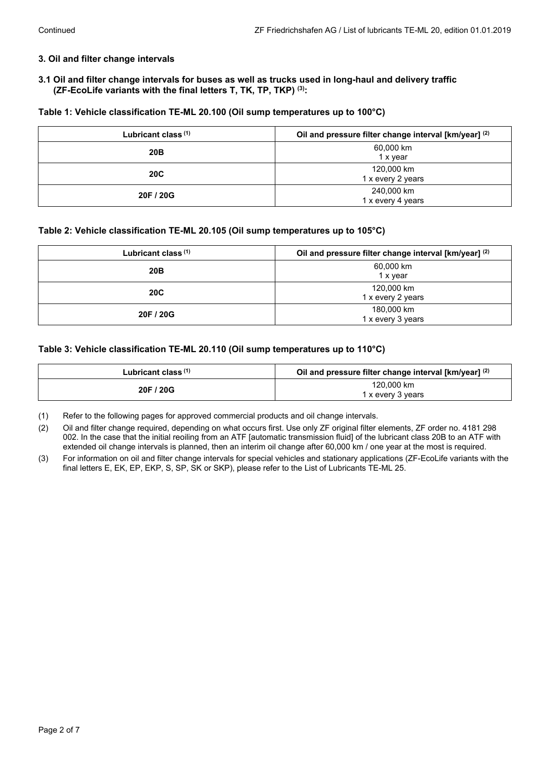Continued

## 3. Oil and filter change intervals

### 3.1 Oil and filter change intervals for buses as well as trucks used in long-haul and delivery traffic (ZF-EcoLife variants with the final letters T, TK, TP, TKP) [3]:

**Table 1: Vehicle classification TE-ML 20.100 (Oil sump temperatures up to 100°C)**

| Lubricant class [1] | Oil and pressure filter change interval [km/year] [2] |
|---|---|
| **20B** | 60,000 km<br>1 x year |
| **20C** | 120,000 km<br>1 x every 2 years |
| **20F / 20G** | 240,000 km<br>1 x every 4 years |

**Table 2: Vehicle classification TE-ML 20.105 (Oil sump temperatures up to 105°C)**

| Lubricant class [1] | Oil and pressure filter change interval [km/year] [2] |
|---|---|
| **20B** | 60,000 km<br>1 x year |
| **20C** | 120,000 km<br>1 x every 2 years |
| **20F / 20G** | 180,000 km<br>1 x every 3 years |

**Table 3: Vehicle classification TE-ML 20.110 (Oil sump temperatures up to 110°C)**

| Lubricant class [1] | Oil and pressure filter change interval [km/year] [2] |
|---|---|
| **20F / 20G** | 120,000 km<br>1 x every 3 years |

(1) Refer to the following pages for approved commercial products and oil change intervals.

(2) Oil and filter change required, depending on what occurs first. Use only ZF original filter elements, ZF order no. 4181 298 002. In the case that the initial reoiling from an ATF [automatic transmission fluid] of the lubricant class 20B to an ATF with extended oil change intervals is planned, then an interim oil change after 60,000 km / one year at the most is required.

(3) For information on oil and filter change intervals for special vehicles and stationary applications (ZF-EcoLife variants with the final letters E, EK, EP, EKP, S, SP, SK or SKP), please refer to the List of Lubricants TE-ML 25.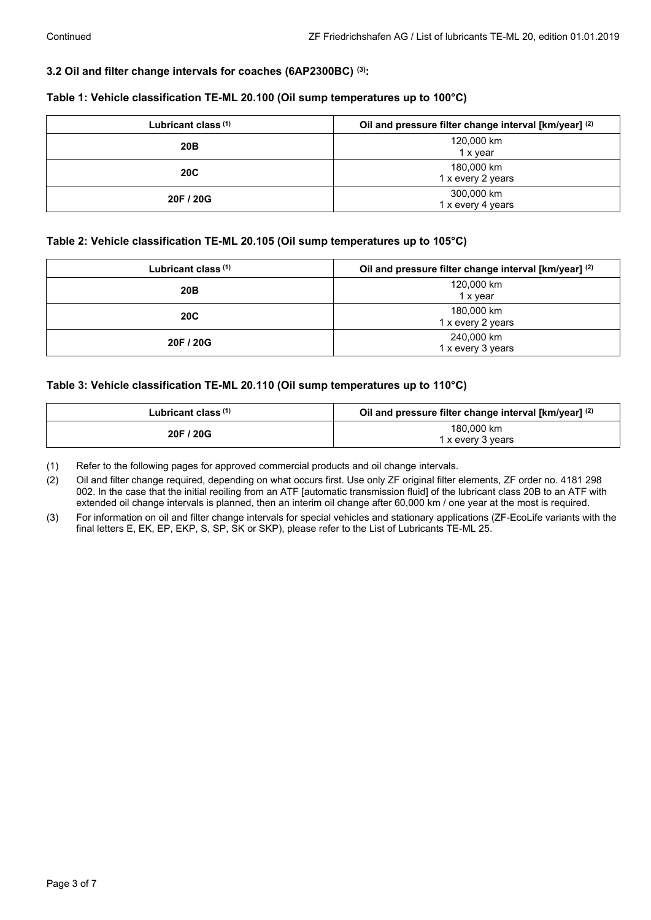### 3.2 Oil and filter change intervals for coaches (6AP2300BC) [3]:

**Table 1: Vehicle classification TE-ML 20.100 (Oil sump temperatures up to 100°C)**

| Lubricant class [1] | Oil and pressure filter change interval [km/year] [2] |
|---|---|
| **20B** | 120,000 km<br>1 x year |
| **20C** | 180,000 km<br>1 x every 2 years |
| **20F / 20G** | 300,000 km<br>1 x every 4 years |

**Table 2: Vehicle classification TE-ML 20.105 (Oil sump temperatures up to 105°C)**

| Lubricant class [1] | Oil and pressure filter change interval [km/year] [2] |
|---|---|
| **20B** | 120,000 km<br>1 x year |
| **20C** | 180,000 km<br>1 x every 2 years |
| **20F / 20G** | 240,000 km<br>1 x every 3 years |

**Table 3: Vehicle classification TE-ML 20.110 (Oil sump temperatures up to 110°C)**

| Lubricant class [1] | Oil and pressure filter change interval [km/year] [2] |
|---|---|
| **20F / 20G** | 180,000 km<br>1 x every 3 years |

(1) Refer to the following pages for approved commercial products and oil change intervals.

(2) Oil and filter change required, depending on what occurs first. Use only ZF original filter elements, ZF order no. 4181 298 002. In the case that the initial reoiling from an ATF [automatic transmission fluid] of the lubricant class 20B to an ATF with extended oil change intervals is planned, then an interim oil change after 60,000 km / one year at the most is required.

(3) For information on oil and filter change intervals for special vehicles and stationary applications (ZF-EcoLife variants with the final letters E, EK, EP, EKP, S, SP, SK or SKP), please refer to the List of Lubricants TE-ML 25.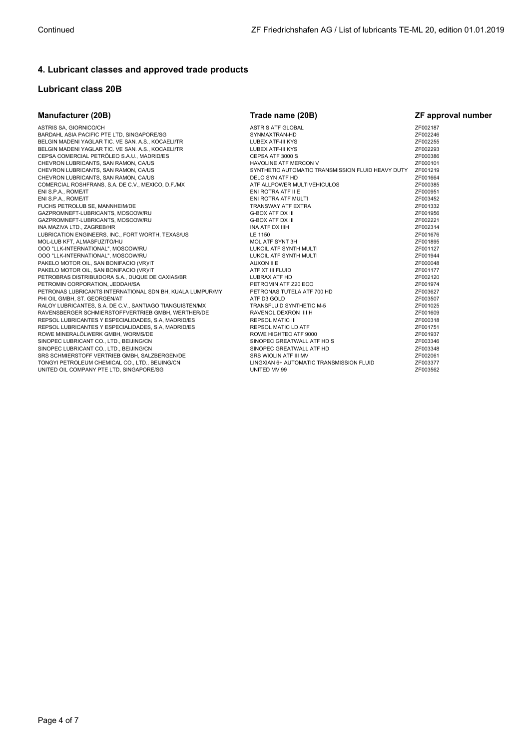## 4. Lubricant classes and approved trade products

### Lubricant class 20B

| Manufacturer (20B) | Trade name (20B) | ZF approval number |
|---|---|---|
| ASTRIS SA, GIORNICO/CH | ASTRIS ATF GLOBAL | ZF002187 |
| BARDAHL ASIA PACIFIC PTE LTD, SINGAPORE/SG | SYNMAXTRAN-HD | ZF002246 |
| BELGIN MADENI YAGLAR TIC. VE SAN. A.S., KOCAELI/TR | LUBEX ATF-III KYS | ZF002255 |
| BELGIN MADENI YAGLAR TIC. VE SAN. A.S., KOCAELI/TR | LUBEX ATF-III KYS | ZF002293 |
| CEPSA COMERCIAL PETRÓLEO S.A.U., MADRID/ES | CEPSA ATF 3000 S | ZF000386 |
| CHEVRON LUBRICANTS, SAN RAMON, CA/US | HAVOLINE ATF MERCON V | ZF000101 |
| CHEVRON LUBRICANTS, SAN RAMON, CA/US | SYNTHETIC AUTOMATIC TRANSMISSION FLUID HEAVY DUTY | ZF001219 |
| CHEVRON LUBRICANTS, SAN RAMON, CA/US | DELO SYN ATF HD | ZF001664 |
| COMERCIAL ROSHFRANS, S.A. DE C.V., MEXICO, D.F./MX | ATF ALLPOWER MULTIVEHICULOS | ZF000385 |
| ENI S.P.A., ROME/IT | ENI ROTRA ATF II E | ZF000951 |
| ENI S.P.A., ROME/IT | ENI ROTRA ATF MULTI | ZF003452 |
| FUCHS PETROLUB SE, MANNHEIM/DE | TRANSWAY ATF EXTRA | ZF001332 |
| GAZPROMNEFT-LUBRICANTS, MOSCOW/RU | G-BOX ATF DX III | ZF001956 |
| GAZPROMNEFT-LUBRICANTS, MOSCOW/RU | G-BOX ATF DX III | ZF002221 |
| INA MAZIVA LTD., ZAGREB/HR | INA ATF DX IIIH | ZF002314 |
| LUBRICATION ENGINEERS, INC., FORT WORTH, TEXAS/US | LE 1150 | ZF001676 |
| MOL-LUB KFT, ALMASFUZITO/HU | MOL ATF SYNT 3H | ZF001895 |
| OOO "LLK-INTERNATIONAL", MOSCOW/RU | LUKOIL ATF SYNTH MULTI | ZF001127 |
| OOO "LLK-INTERNATIONAL", MOSCOW/RU | LUKOIL ATF SYNTH MULTI | ZF001944 |
| PAKELO MOTOR OIL, SAN BONIFACIO (VR)/IT | AUXON II E | ZF000048 |
| PAKELO MOTOR OIL, SAN BONIFACIO (VR)/IT | ATF XT III FLUID | ZF001177 |
| PETROBRAS DISTRIBUIDORA S.A., DUQUE DE CAXIAS/BR | LUBRAX ATF HD | ZF002120 |
| PETROMIN CORPORATION, JEDDAH/SA | PETROMIN ATF Z20 ECO | ZF001974 |
| PETRONAS LUBRICANTS INTERNATIONAL SDN BH, KUALA LUMPUR/MY | PETRONAS TUTELA ATF 700 HD | ZF003627 |
| PHI OIL GMBH, ST. GEORGEN/AT | ATF D3 GOLD | ZF003507 |
| RALOY LUBRICANTES, S.A. DE C.V., SANTIAGO TIANGUISTEN/MX | TRANSFLUID SYNTHETIC M-5 | ZF001025 |
| RAVENSBERGER SCHMIERSTOFFVERTRIEB GMBH, WERTHER/DE | RAVENOL DEXRON III H | ZF001609 |
| REPSOL LUBRICANTES Y ESPECIALIDADES, S.A, MADRID/ES | REPSOL MATIC III | ZF000318 |
| REPSOL LUBRICANTES Y ESPECIALIDADES, S.A, MADRID/ES | REPSOL MATIC LD ATF | ZF001751 |
| ROWE MINERALÖLWERK GMBH, WORMS/DE | ROWE HIGHTEC ATF 9000 | ZF001937 |
| SINOPEC LUBRICANT CO., LTD., BEIJING/CN | SINOPEC GREATWALL ATF HD S | ZF003346 |
| SINOPEC LUBRICANT CO., LTD., BEIJING/CN | SINOPEC GREATWALL ATF HD | ZF003348 |
| SRS SCHMIERSTOFF VERTRIEB GMBH, SALZBERGEN/DE | SRS WIOLIN ATF III MV | ZF002061 |
| TONGYI PETROLEUM CHEMICAL CO., LTD., BEIJING/CN | LINGXIAN 6+ AUTOMATIC TRANSMISSION FLUID | ZF003377 |
| UNITED OIL COMPANY PTE LTD, SINGAPORE/SG | UNITED MV 99 | ZF003562 |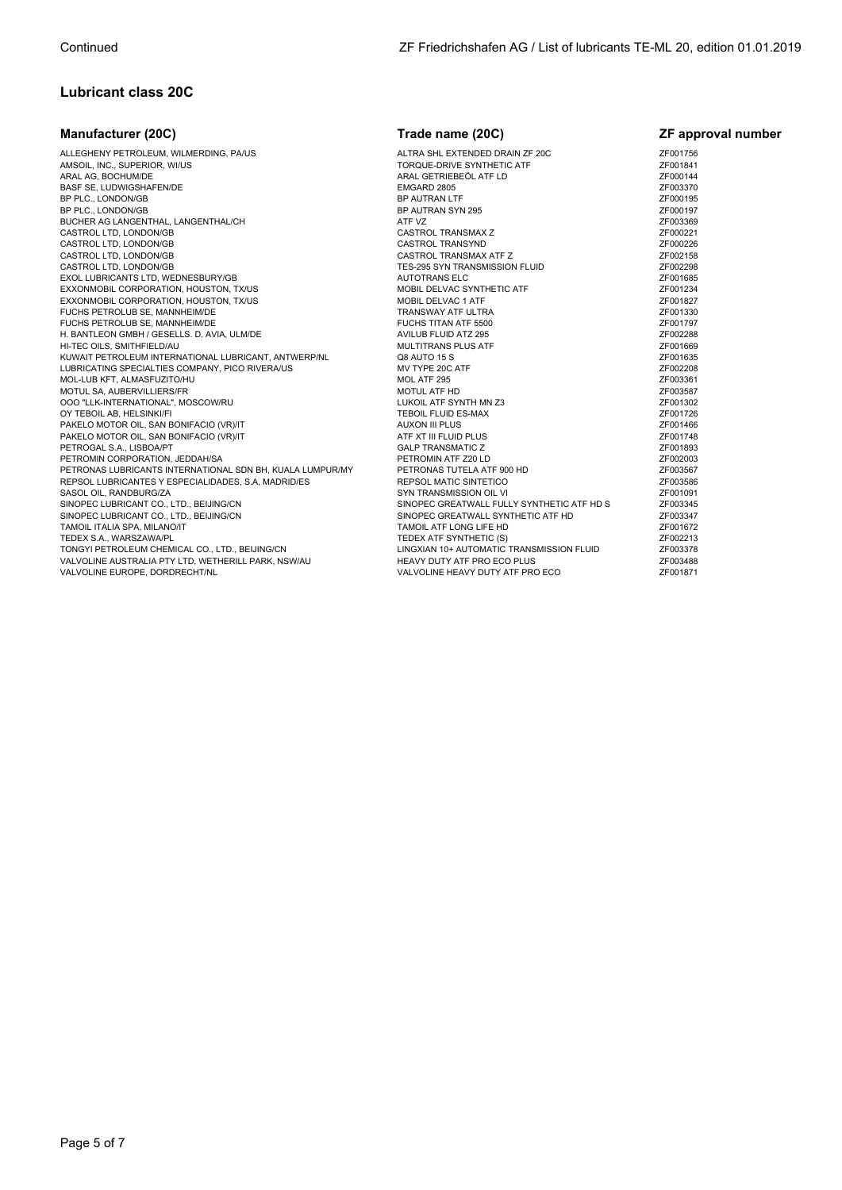## Lubricant class 20C

| Manufacturer (20C) | Trade name (20C) | ZF approval number |
| --- | --- | --- |
| ALLEGHENY PETROLEUM, WILMERDING, PA/US | ALTRA SHL EXTENDED DRAIN ZF 20C | ZF001756 |
| AMSOIL, INC., SUPERIOR, WI/US | TORQUE-DRIVE SYNTHETIC ATF | ZF001841 |
| ARAL AG, BOCHUM/DE | ARAL GETRIEBEÖL ATF LD | ZF000144 |
| BASF SE, LUDWIGSHAFEN/DE | EMGARD 2805 | ZF003370 |
| BP PLC., LONDON/GB | BP AUTRAN LTF | ZF000195 |
| BP PLC., LONDON/GB | BP AUTRAN SYN 295 | ZF000197 |
| BUCHER AG LANGENTHAL, LANGENTHAL/CH | ATF VZ | ZF003369 |
| CASTROL LTD, LONDON/GB | CASTROL TRANSMAX Z | ZF000221 |
| CASTROL LTD, LONDON/GB | CASTROL TRANSYND | ZF000226 |
| CASTROL LTD, LONDON/GB | CASTROL TRANSMAX ATF Z | ZF002158 |
| CASTROL LTD, LONDON/GB | TES-295 SYN TRANSMISSION FLUID | ZF002298 |
| EXOL LUBRICANTS LTD, WEDNESBURY/GB | AUTOTRANS ELC | ZF001685 |
| EXXONMOBIL CORPORATION, HOUSTON, TX/US | MOBIL DELVAC SYNTHETIC ATF | ZF001234 |
| EXXONMOBIL CORPORATION, HOUSTON, TX/US | MOBIL DELVAC 1 ATF | ZF001827 |
| FUCHS PETROLUB SE, MANNHEIM/DE | TRANSWAY ATF ULTRA | ZF001330 |
| FUCHS PETROLUB SE, MANNHEIM/DE | FUCHS TITAN ATF 5500 | ZF001797 |
| H. BANTLEON GMBH / GESELLS. D. AVIA, ULM/DE | AVILUB FLUID ATZ 295 | ZF002288 |
| HI-TEC OILS, SMITHFIELD/AU | MULTITRANS PLUS ATF | ZF001669 |
| KUWAIT PETROLEUM INTERNATIONAL LUBRICANT, ANTWERP/NL | Q8 AUTO 15 S | ZF001635 |
| LUBRICATING SPECIALTIES COMPANY, PICO RIVERA/US | MV TYPE 20C ATF | ZF002208 |
| MOL-LUB KFT, ALMASFUZITO/HU | MOL ATF 295 | ZF003361 |
| MOTUL SA, AUBERVILLIERS/FR | MOTUL ATF HD | ZF003587 |
| OOO "LLK-INTERNATIONAL", MOSCOW/RU | LUKOIL ATF SYNTH MN Z3 | ZF001302 |
| OY TEBOIL AB, HELSINKI/FI | TEBOIL FLUID ES-MAX | ZF001726 |
| PAKELO MOTOR OIL, SAN BONIFACIO (VR)/IT | AUXON III PLUS | ZF001466 |
| PAKELO MOTOR OIL, SAN BONIFACIO (VR)/IT | ATF XT III FLUID PLUS | ZF001748 |
| PETROGAL S.A., LISBOA/PT | GALP TRANSMATIC Z | ZF001893 |
| PETROMIN CORPORATION, JEDDAH/SA | PETROMIN ATF Z20 LD | ZF002003 |
| PETRONAS LUBRICANTS INTERNATIONAL SDN BH, KUALA LUMPUR/MY | PETRONAS TUTELA ATF 900 HD | ZF003567 |
| REPSOL LUBRICANTES Y ESPECIALIDADES, S.A, MADRID/ES | REPSOL MATIC SINTETICO | ZF003586 |
| SASOL OIL, RANDBURG/ZA | SYN TRANSMISSION OIL VI | ZF001091 |
| SINOPEC LUBRICANT CO., LTD., BEIJING/CN | SINOPEC GREATWALL FULLY SYNTHETIC ATF HD S | ZF003345 |
| SINOPEC LUBRICANT CO., LTD., BEIJING/CN | SINOPEC GREATWALL SYNTHETIC ATF HD | ZF003347 |
| TAMOIL ITALIA SPA, MILANO/IT | TAMOIL ATF LONG LIFE HD | ZF001672 |
| TEDEX S.A., WARSZAWA/PL | TEDEX ATF SYNTHETIC (S) | ZF002213 |
| TONGYI PETROLEUM CHEMICAL CO., LTD., BEIJING/CN | LINGXIAN 10+ AUTOMATIC TRANSMISSION FLUID | ZF003378 |
| VALVOLINE AUSTRALIA PTY LTD, WETHERILL PARK, NSW/AU | HEAVY DUTY ATF PRO ECO PLUS | ZF003488 |
| VALVOLINE EUROPE, DORDRECHT/NL | VALVOLINE HEAVY DUTY ATF PRO ECO | ZF001871 |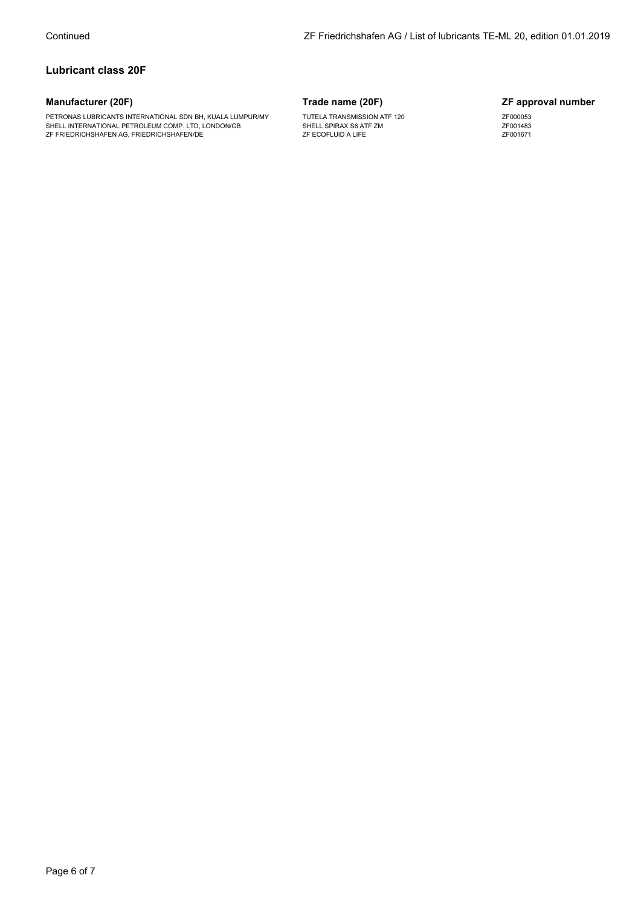Continued

## Lubricant class 20F

| Manufacturer (20F) | Trade name (20F) | ZF approval number |
| --- | --- | --- |
| PETRONAS LUBRICANTS INTERNATIONAL SDN BH, KUALA LUMPUR/MY | TUTELA TRANSMISSION ATF 120 | ZF000053 |
| SHELL INTERNATIONAL PETROLEUM COMP. LTD, LONDON/GB | SHELL SPIRAX S6 ATF ZM | ZF001483 |
| ZF FRIEDRICHSHAFEN AG, FRIEDRICHSHAFEN/DE | ZF ECOFLUID A LIFE | ZF001671 |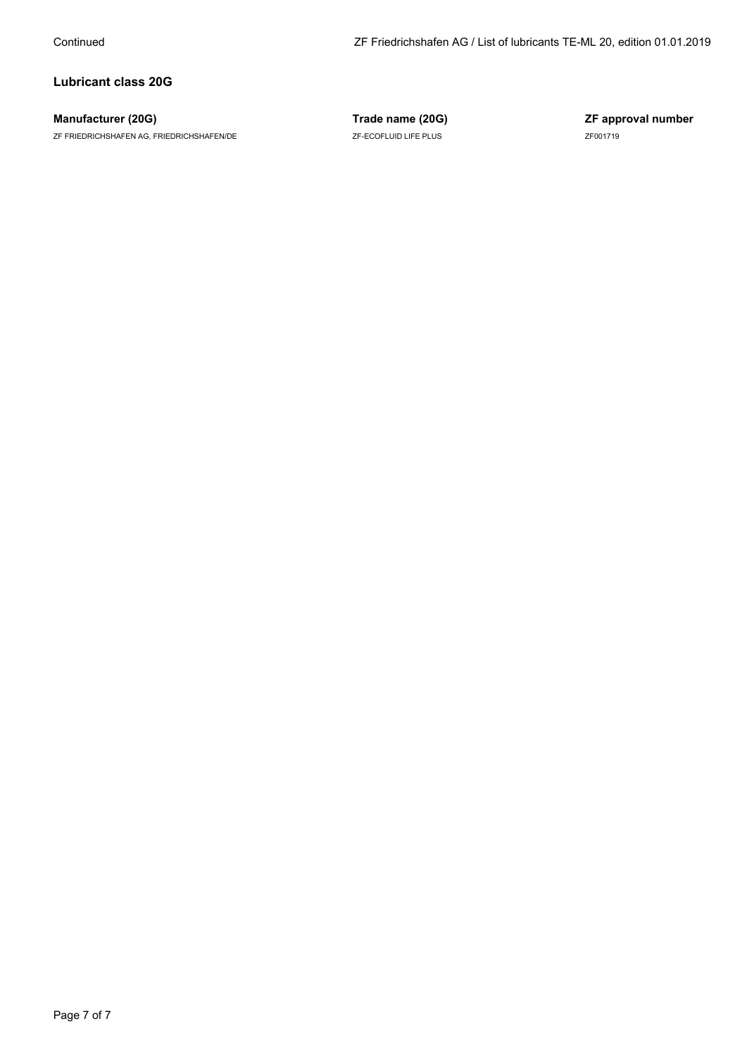Continued

### Lubricant class 20G

| Manufacturer (20G) | Trade name (20G) | ZF approval number |
| --- | --- | --- |
| ZF FRIEDRICHSHAFEN AG, FRIEDRICHSHAFEN/DE | ZF-ECOFLUID LIFE PLUS | ZF001719 |